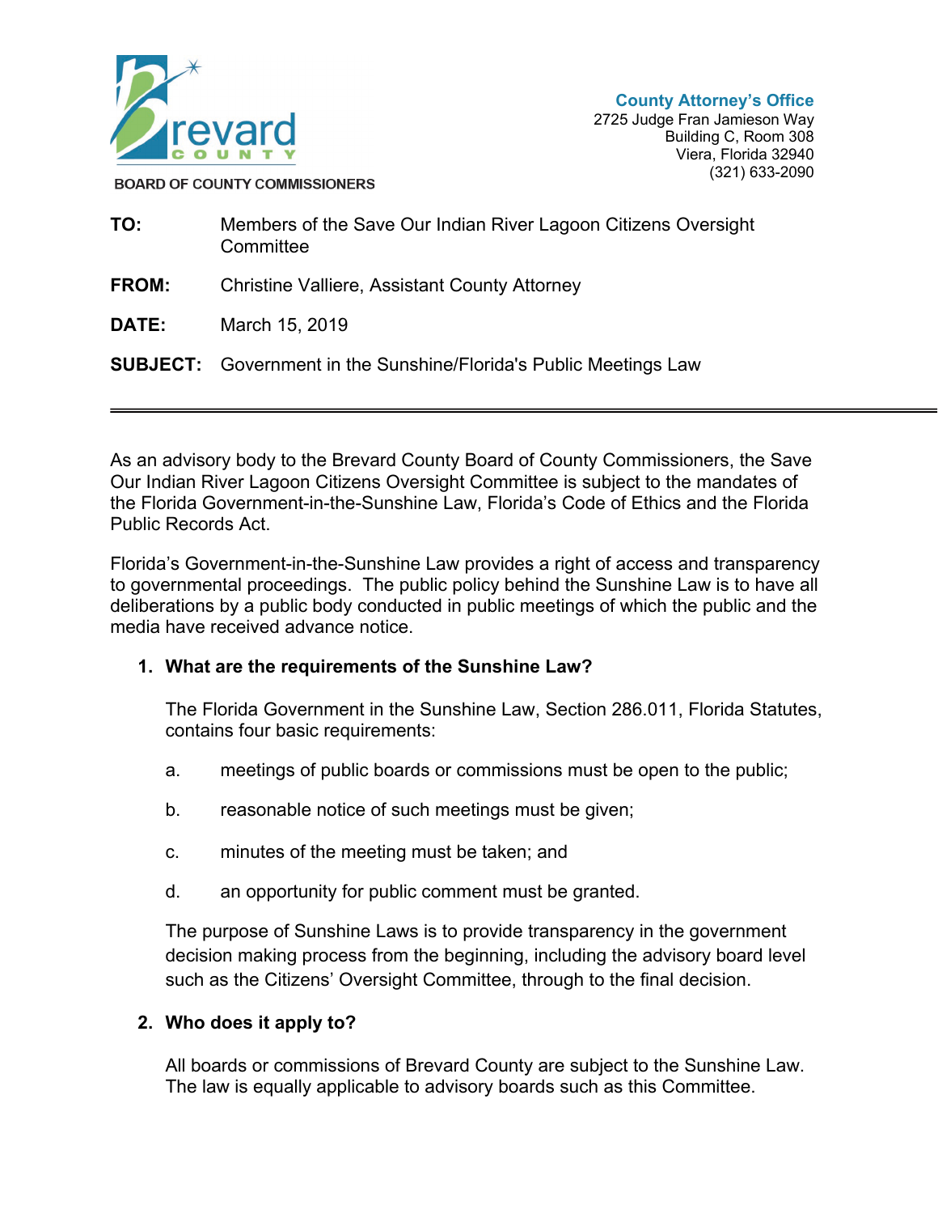Brevard COUNTY

BOARD OF COUNTY COMMISSIONERS

**County Attorney's Office**
2725 Judge Fran Jamieson Way
Building C, Room 308
Viera, Florida 32940
(321) 633-2090

**TO:** Members of the Save Our Indian River Lagoon Citizens Oversight Committee

**FROM:** Christine Valliere, Assistant County Attorney

**DATE:** March 15, 2019

**SUBJECT:** Government in the Sunshine/Florida's Public Meetings Law

---

As an advisory body to the Brevard County Board of County Commissioners, the Save Our Indian River Lagoon Citizens Oversight Committee is subject to the mandates of the Florida Government-in-the-Sunshine Law, Florida's Code of Ethics and the Florida Public Records Act.

Florida's Government-in-the-Sunshine Law provides a right of access and transparency to governmental proceedings. The public policy behind the Sunshine Law is to have all deliberations by a public body conducted in public meetings of which the public and the media have received advance notice.

1. **What are the requirements of the Sunshine Law?**

   The Florida Government in the Sunshine Law, Section 286.011, Florida Statutes, contains four basic requirements:

   a. meetings of public boards or commissions must be open to the public;

   b. reasonable notice of such meetings must be given;

   c. minutes of the meeting must be taken; and

   d. an opportunity for public comment must be granted.

   The purpose of Sunshine Laws is to provide transparency in the government decision making process from the beginning, including the advisory board level such as the Citizens' Oversight Committee, through to the final decision.

2. **Who does it apply to?**

   All boards or commissions of Brevard County are subject to the Sunshine Law. The law is equally applicable to advisory boards such as this Committee.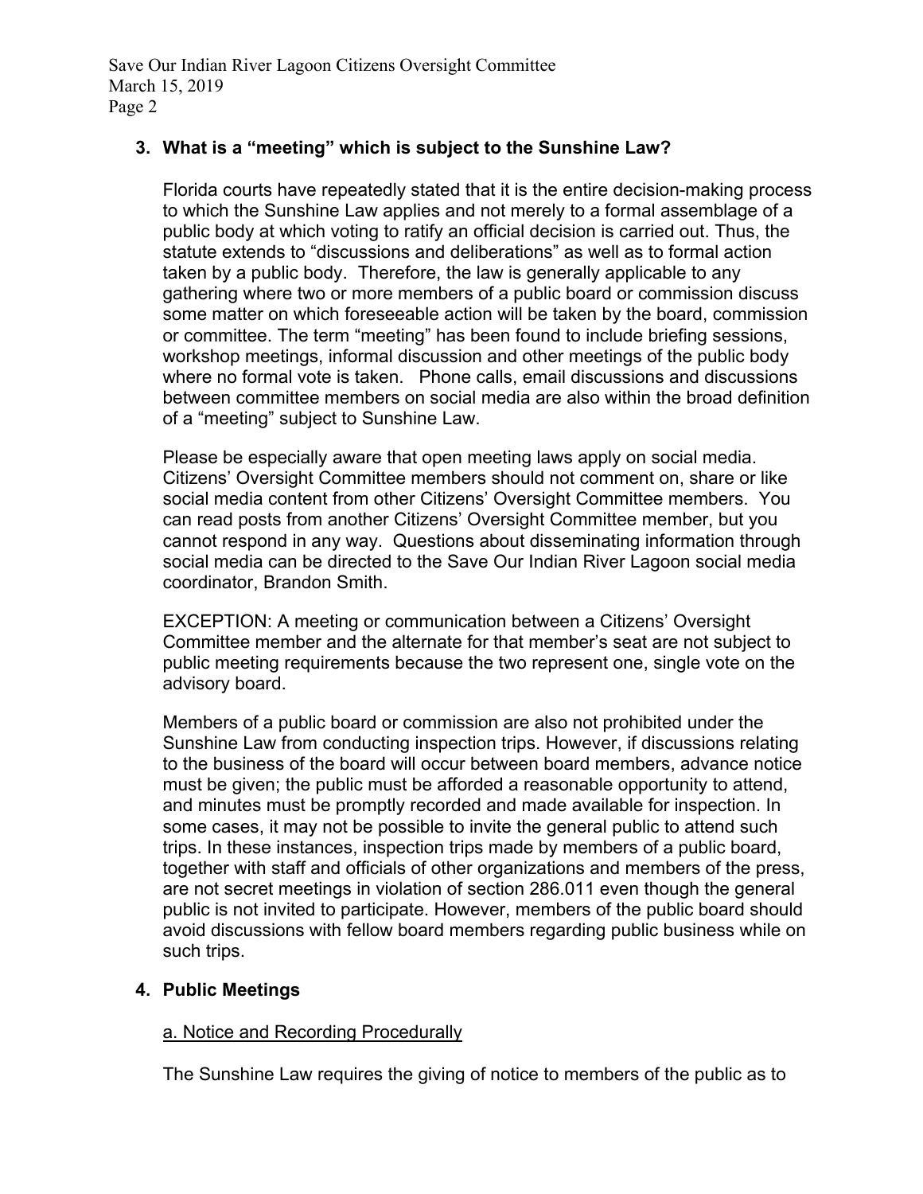### 3. What is a "meeting" which is subject to the Sunshine Law?

Florida courts have repeatedly stated that it is the entire decision-making process to which the Sunshine Law applies and not merely to a formal assemblage of a public body at which voting to ratify an official decision is carried out. Thus, the statute extends to "discussions and deliberations" as well as to formal action taken by a public body. Therefore, the law is generally applicable to any gathering where two or more members of a public board or commission discuss some matter on which foreseeable action will be taken by the board, commission or committee. The term "meeting" has been found to include briefing sessions, workshop meetings, informal discussion and other meetings of the public body where no formal vote is taken. Phone calls, email discussions and discussions between committee members on social media are also within the broad definition of a "meeting" subject to Sunshine Law.

Please be especially aware that open meeting laws apply on social media. Citizens' Oversight Committee members should not comment on, share or like social media content from other Citizens' Oversight Committee members. You can read posts from another Citizens' Oversight Committee member, but you cannot respond in any way. Questions about disseminating information through social media can be directed to the Save Our Indian River Lagoon social media coordinator, Brandon Smith.

EXCEPTION: A meeting or communication between a Citizens' Oversight Committee member and the alternate for that member's seat are not subject to public meeting requirements because the two represent one, single vote on the advisory board.

Members of a public board or commission are also not prohibited under the Sunshine Law from conducting inspection trips. However, if discussions relating to the business of the board will occur between board members, advance notice must be given; the public must be afforded a reasonable opportunity to attend, and minutes must be promptly recorded and made available for inspection. In some cases, it may not be possible to invite the general public to attend such trips. In these instances, inspection trips made by members of a public board, together with staff and officials of other organizations and members of the press, are not secret meetings in violation of section 286.011 even though the general public is not invited to participate. However, members of the public board should avoid discussions with fellow board members regarding public business while on such trips.

### 4. Public Meetings

#### a. Notice and Recording Procedurally

The Sunshine Law requires the giving of notice to members of the public as to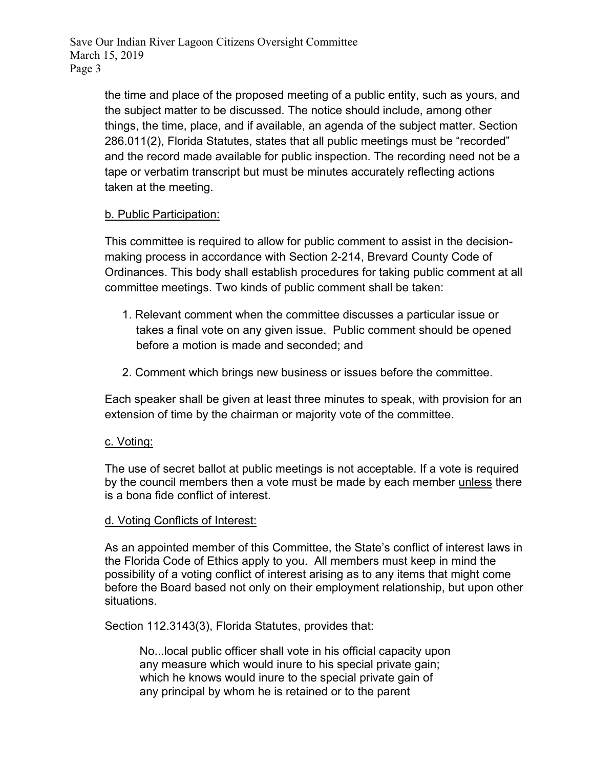the time and place of the proposed meeting of a public entity, such as yours, and the subject matter to be discussed. The notice should include, among other things, the time, place, and if available, an agenda of the subject matter. Section 286.011(2), Florida Statutes, states that all public meetings must be "recorded" and the record made available for public inspection. The recording need not be a tape or verbatim transcript but must be minutes accurately reflecting actions taken at the meeting.

<u>b. Public Participation:</u>

This committee is required to allow for public comment to assist in the decision-making process in accordance with Section 2-214, Brevard County Code of Ordinances. This body shall establish procedures for taking public comment at all committee meetings. Two kinds of public comment shall be taken:

1. Relevant comment when the committee discusses a particular issue or takes a final vote on any given issue. Public comment should be opened before a motion is made and seconded; and

2. Comment which brings new business or issues before the committee.

Each speaker shall be given at least three minutes to speak, with provision for an extension of time by the chairman or majority vote of the committee.

<u>c. Voting:</u>

The use of secret ballot at public meetings is not acceptable. If a vote is required by the council members then a vote must be made by each member <u>unless</u> there is a bona fide conflict of interest.

<u>d. Voting Conflicts of Interest:</u>

As an appointed member of this Committee, the State's conflict of interest laws in the Florida Code of Ethics apply to you. All members must keep in mind the possibility of a voting conflict of interest arising as to any items that might come before the Board based not only on their employment relationship, but upon other situations.

Section 112.3143(3), Florida Statutes, provides that:

> No...local public officer shall vote in his official capacity upon any measure which would inure to his special private gain; which he knows would inure to the special private gain of any principal by whom he is retained or to the parent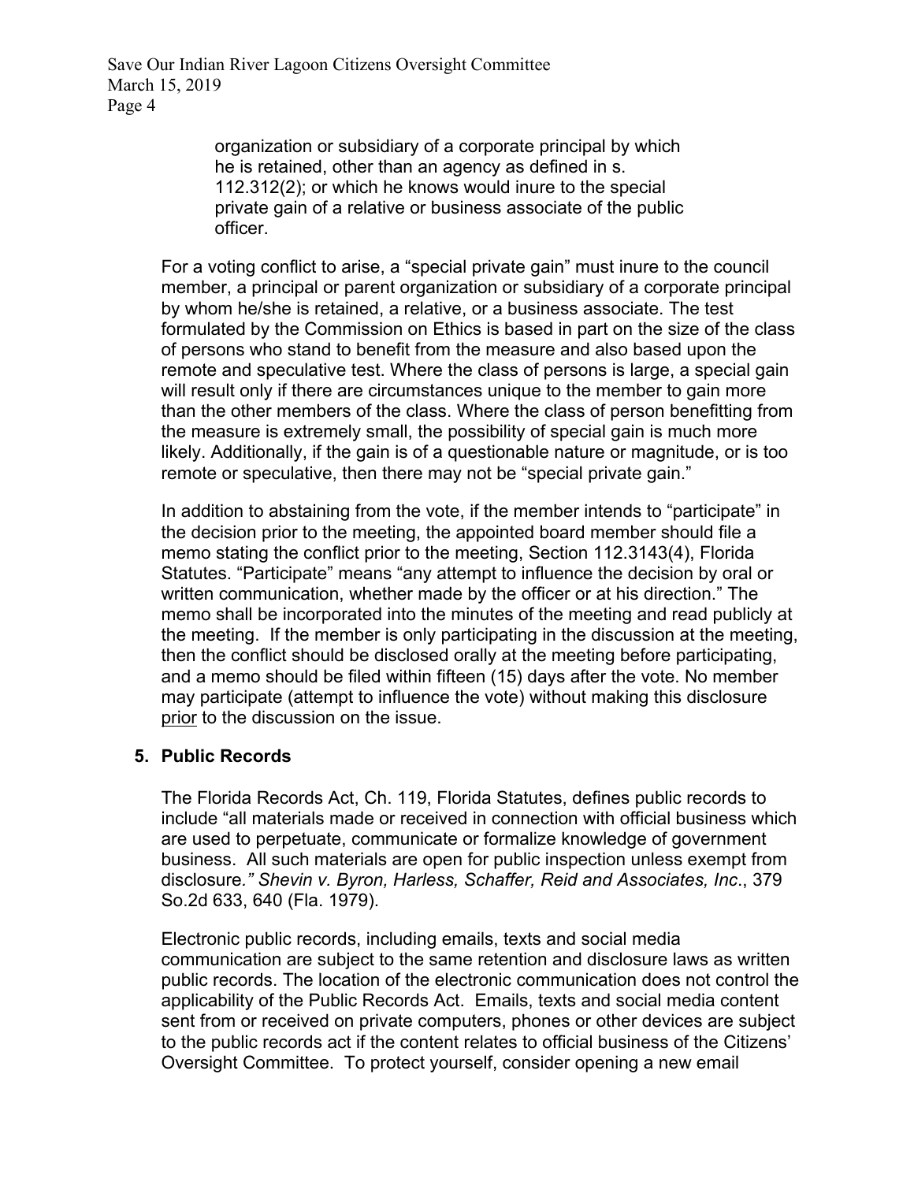> organization or subsidiary of a corporate principal by which he is retained, other than an agency as defined in s. 112.312(2); or which he knows would inure to the special private gain of a relative or business associate of the public officer.

For a voting conflict to arise, a "special private gain" must inure to the council member, a principal or parent organization or subsidiary of a corporate principal by whom he/she is retained, a relative, or a business associate. The test formulated by the Commission on Ethics is based in part on the size of the class of persons who stand to benefit from the measure and also based upon the remote and speculative test. Where the class of persons is large, a special gain will result only if there are circumstances unique to the member to gain more than the other members of the class. Where the class of person benefitting from the measure is extremely small, the possibility of special gain is much more likely. Additionally, if the gain is of a questionable nature or magnitude, or is too remote or speculative, then there may not be "special private gain."

In addition to abstaining from the vote, if the member intends to "participate" in the decision prior to the meeting, the appointed board member should file a memo stating the conflict prior to the meeting, Section 112.3143(4), Florida Statutes. "Participate" means "any attempt to influence the decision by oral or written communication, whether made by the officer or at his direction." The memo shall be incorporated into the minutes of the meeting and read publicly at the meeting. If the member is only participating in the discussion at the meeting, then the conflict should be disclosed orally at the meeting before participating, and a memo should be filed within fifteen (15) days after the vote. No member may participate (attempt to influence the vote) without making this disclosure <u>prior</u> to the discussion on the issue.

### 5. Public Records

The Florida Records Act, Ch. 119, Florida Statutes, defines public records to include "all materials made or received in connection with official business which are used to perpetuate, communicate or formalize knowledge of government business. All such materials are open for public inspection unless exempt from disclosure*." Shevin v. Byron, Harless, Schaffer, Reid and Associates, Inc*., 379 So.2d 633, 640 (Fla. 1979).

Electronic public records, including emails, texts and social media communication are subject to the same retention and disclosure laws as written public records. The location of the electronic communication does not control the applicability of the Public Records Act. Emails, texts and social media content sent from or received on private computers, phones or other devices are subject to the public records act if the content relates to official business of the Citizens' Oversight Committee. To protect yourself, consider opening a new email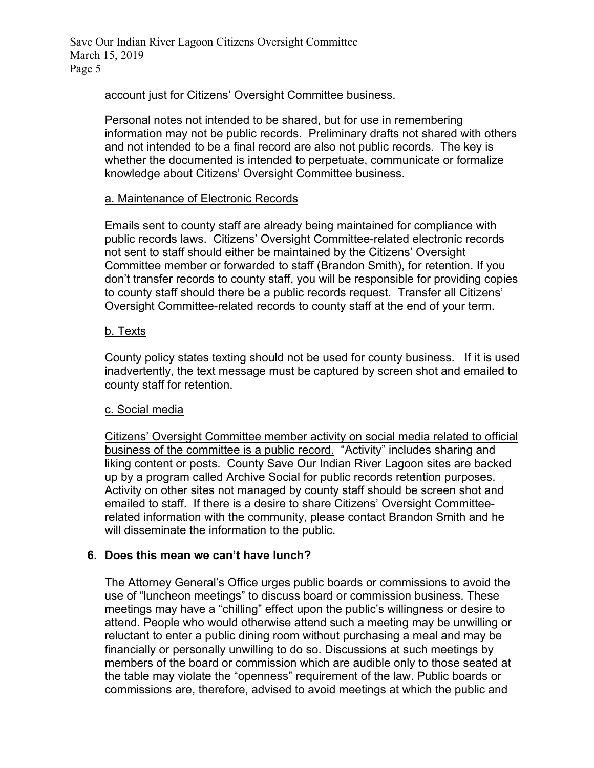account just for Citizens' Oversight Committee business.

Personal notes not intended to be shared, but for use in remembering information may not be public records. Preliminary drafts not shared with others and not intended to be a final record are also not public records. The key is whether the documented is intended to perpetuate, communicate or formalize knowledge about Citizens' Oversight Committee business.

<u>a. Maintenance of Electronic Records</u>

Emails sent to county staff are already being maintained for compliance with public records laws. Citizens' Oversight Committee-related electronic records not sent to staff should either be maintained by the Citizens' Oversight Committee member or forwarded to staff (Brandon Smith), for retention. If you don't transfer records to county staff, you will be responsible for providing copies to county staff should there be a public records request. Transfer all Citizens' Oversight Committee-related records to county staff at the end of your term.

<u>b. Texts</u>

County policy states texting should not be used for county business. If it is used inadvertently, the text message must be captured by screen shot and emailed to county staff for retention.

<u>c. Social media</u>

<u>Citizens' Oversight Committee member activity on social media related to official business of the committee is a public record.</u> "Activity" includes sharing and liking content or posts. County Save Our Indian River Lagoon sites are backed up by a program called Archive Social for public records retention purposes. Activity on other sites not managed by county staff should be screen shot and emailed to staff. If there is a desire to share Citizens' Oversight Committee-related information with the community, please contact Brandon Smith and he will disseminate the information to the public.

**6. Does this mean we can't have lunch?**

The Attorney General's Office urges public boards or commissions to avoid the use of "luncheon meetings" to discuss board or commission business. These meetings may have a "chilling" effect upon the public's willingness or desire to attend. People who would otherwise attend such a meeting may be unwilling or reluctant to enter a public dining room without purchasing a meal and may be financially or personally unwilling to do so. Discussions at such meetings by members of the board or commission which are audible only to those seated at the table may violate the "openness" requirement of the law. Public boards or commissions are, therefore, advised to avoid meetings at which the public and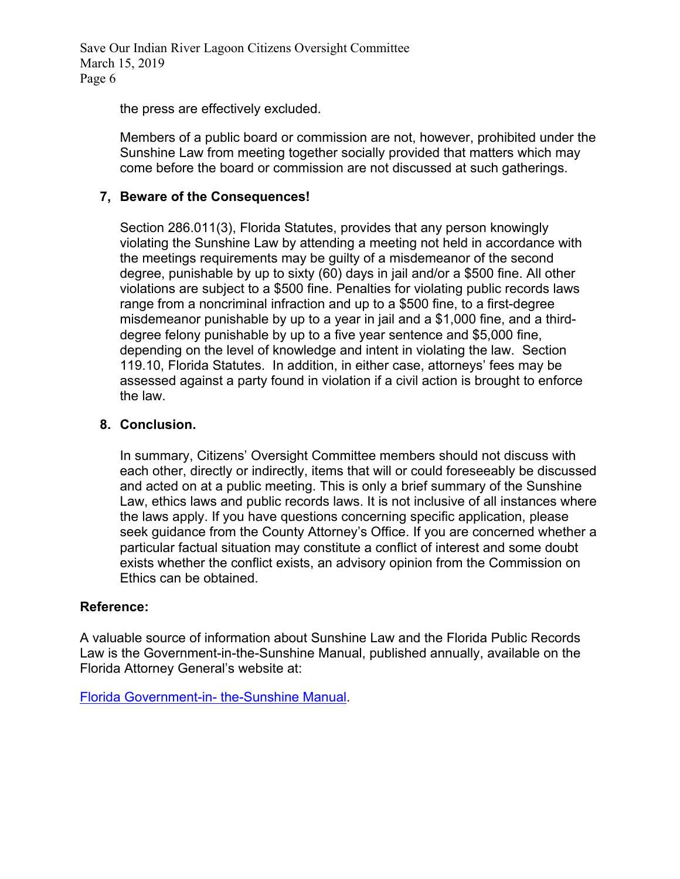the press are effectively excluded.

Members of a public board or commission are not, however, prohibited under the Sunshine Law from meeting together socially provided that matters which may come before the board or commission are not discussed at such gatherings.

**7, Beware of the Consequences!**

Section 286.011(3), Florida Statutes, provides that any person knowingly violating the Sunshine Law by attending a meeting not held in accordance with the meetings requirements may be guilty of a misdemeanor of the second degree, punishable by up to sixty (60) days in jail and/or a $500 fine. All other violations are subject to a $500 fine. Penalties for violating public records laws range from a noncriminal infraction and up to a $500 fine, to a first-degree misdemeanor punishable by up to a year in jail and a $1,000 fine, and a third-degree felony punishable by up to a five year sentence and $5,000 fine, depending on the level of knowledge and intent in violating the law. Section 119.10, Florida Statutes. In addition, in either case, attorneys' fees may be assessed against a party found in violation if a civil action is brought to enforce the law.

**8. Conclusion.**

In summary, Citizens' Oversight Committee members should not discuss with each other, directly or indirectly, items that will or could foreseeably be discussed and acted on at a public meeting. This is only a brief summary of the Sunshine Law, ethics laws and public records laws. It is not inclusive of all instances where the laws apply. If you have questions concerning specific application, please seek guidance from the County Attorney's Office. If you are concerned whether a particular factual situation may constitute a conflict of interest and some doubt exists whether the conflict exists, an advisory opinion from the Commission on Ethics can be obtained.

**Reference:**

A valuable source of information about Sunshine Law and the Florida Public Records Law is the Government-in-the-Sunshine Manual, published annually, available on the Florida Attorney General's website at:

Florida Government-in- the-Sunshine Manual.